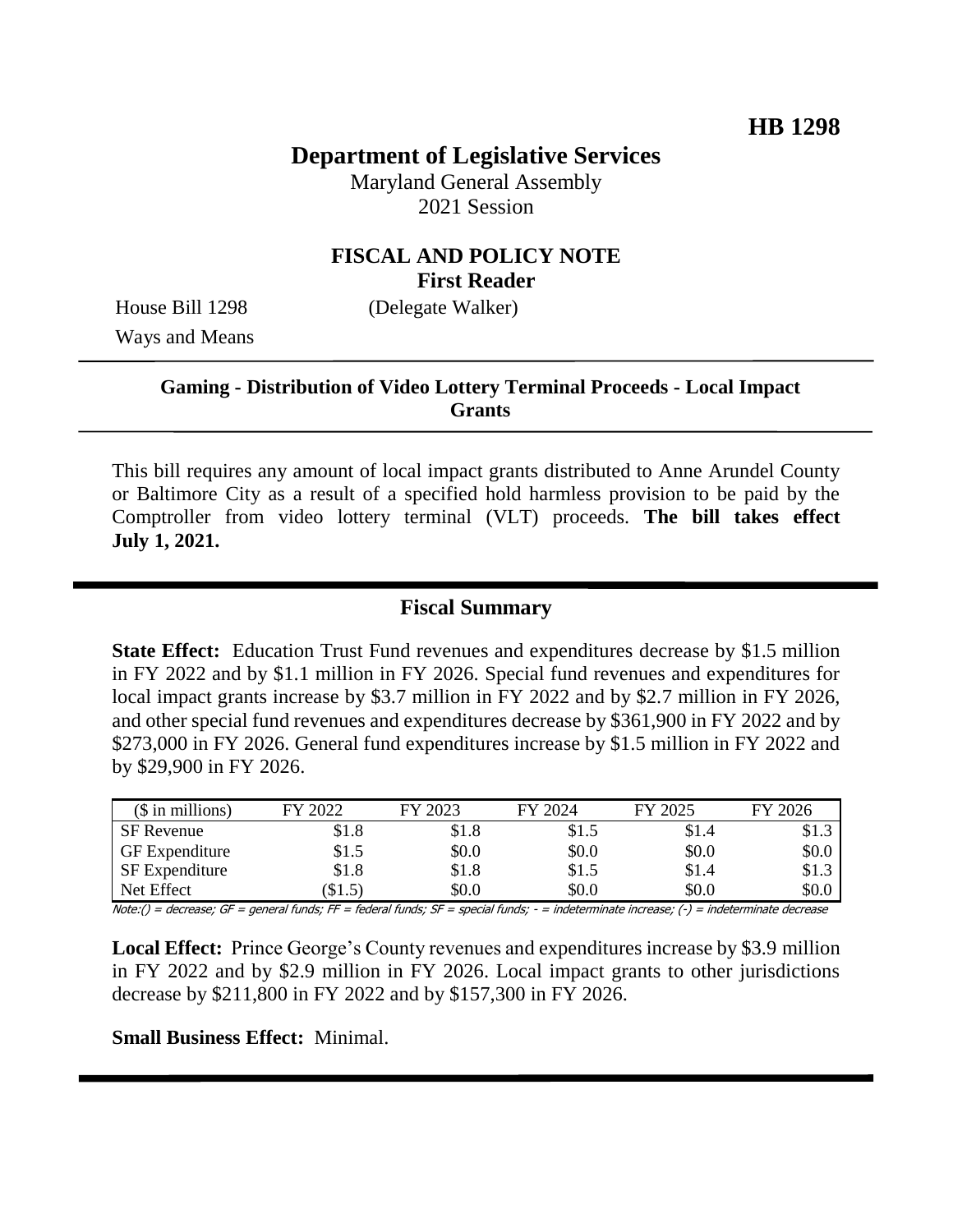**HB 1298**

# Department of Legislative Services

Maryland General Assembly
2021 Session

## FISCAL AND POLICY NOTE
**First Reader**

House Bill 1298 (Delegate Walker)
Ways and Means

**Gaming - Distribution of Video Lottery Terminal Proceeds - Local Impact Grants**

This bill requires any amount of local impact grants distributed to Anne Arundel County or Baltimore City as a result of a specified hold harmless provision to be paid by the Comptroller from video lottery terminal (VLT) proceeds. **The bill takes effect July 1, 2021.**

## Fiscal Summary

**State Effect:** Education Trust Fund revenues and expenditures decrease by $1.5 million in FY 2022 and by $1.1 million in FY 2026. Special fund revenues and expenditures for local impact grants increase by $3.7 million in FY 2022 and by $2.7 million in FY 2026, and other special fund revenues and expenditures decrease by $361,900 in FY 2022 and by $273,000 in FY 2026. General fund expenditures increase by $1.5 million in FY 2022 and by $29,900 in FY 2026.

| ($ in millions) | FY 2022 | FY 2023 | FY 2024 | FY 2025 | FY 2026 |
|---|---|---|---|---|---|
| SF Revenue | $1.8 | $1.8 | $1.5 | $1.4 | $1.3 |
| GF Expenditure | $1.5 | $0.0 | $0.0 | $0.0 | $0.0 |
| SF Expenditure | $1.8 | $1.8 | $1.5 | $1.4 | $1.3 |
| Net Effect | ($1.5) | $0.0 | $0.0 | $0.0 | $0.0 |

Note:() = decrease; GF = general funds; FF = federal funds; SF = special funds; - = indeterminate increase; (-) = indeterminate decrease

**Local Effect:** Prince George's County revenues and expenditures increase by $3.9 million in FY 2022 and by $2.9 million in FY 2026. Local impact grants to other jurisdictions decrease by $211,800 in FY 2022 and by $157,300 in FY 2026.

**Small Business Effect:** Minimal.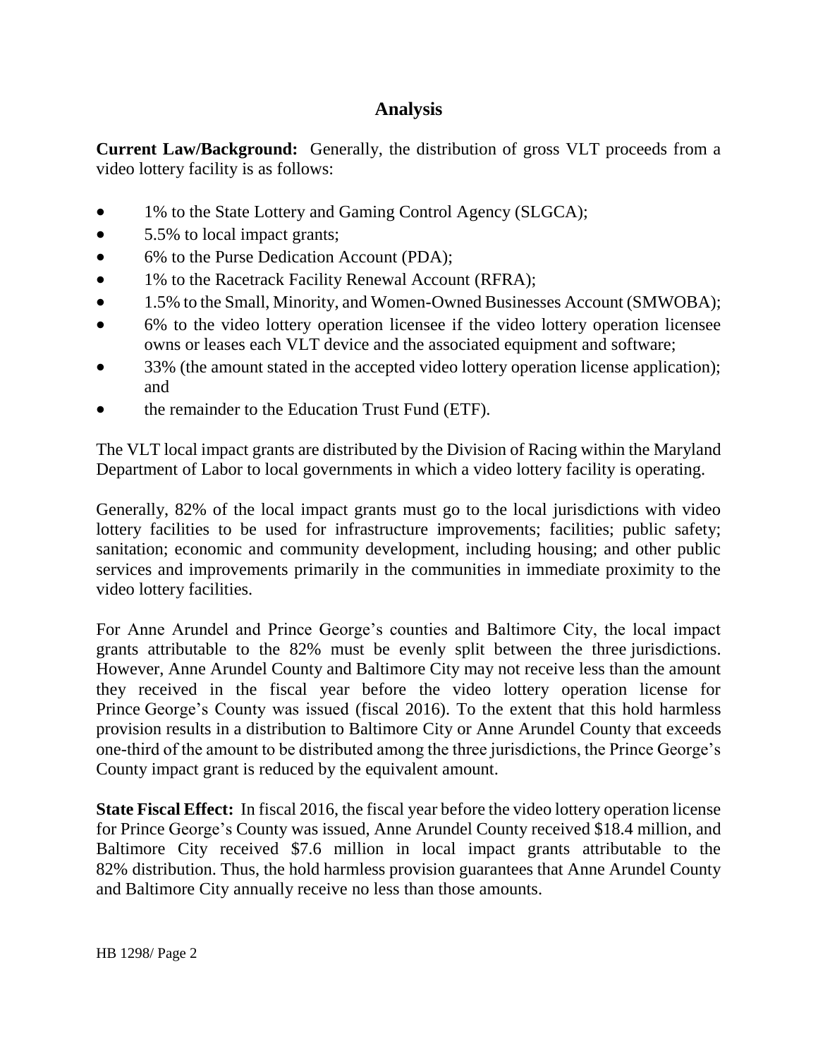## Analysis

**Current Law/Background:** Generally, the distribution of gross VLT proceeds from a video lottery facility is as follows:

- 1% to the State Lottery and Gaming Control Agency (SLGCA);
- 5.5% to local impact grants;
- 6% to the Purse Dedication Account (PDA);
- 1% to the Racetrack Facility Renewal Account (RFRA);
- 1.5% to the Small, Minority, and Women-Owned Businesses Account (SMWOBA);
- 6% to the video lottery operation licensee if the video lottery operation licensee owns or leases each VLT device and the associated equipment and software;
- 33% (the amount stated in the accepted video lottery operation license application); and
- the remainder to the Education Trust Fund (ETF).

The VLT local impact grants are distributed by the Division of Racing within the Maryland Department of Labor to local governments in which a video lottery facility is operating.

Generally, 82% of the local impact grants must go to the local jurisdictions with video lottery facilities to be used for infrastructure improvements; facilities; public safety; sanitation; economic and community development, including housing; and other public services and improvements primarily in the communities in immediate proximity to the video lottery facilities.

For Anne Arundel and Prince George's counties and Baltimore City, the local impact grants attributable to the 82% must be evenly split between the three jurisdictions. However, Anne Arundel County and Baltimore City may not receive less than the amount they received in the fiscal year before the video lottery operation license for Prince George's County was issued (fiscal 2016). To the extent that this hold harmless provision results in a distribution to Baltimore City or Anne Arundel County that exceeds one-third of the amount to be distributed among the three jurisdictions, the Prince George's County impact grant is reduced by the equivalent amount.

**State Fiscal Effect:** In fiscal 2016, the fiscal year before the video lottery operation license for Prince George's County was issued, Anne Arundel County received \$18.4 million, and Baltimore City received \$7.6 million in local impact grants attributable to the 82% distribution. Thus, the hold harmless provision guarantees that Anne Arundel County and Baltimore City annually receive no less than those amounts.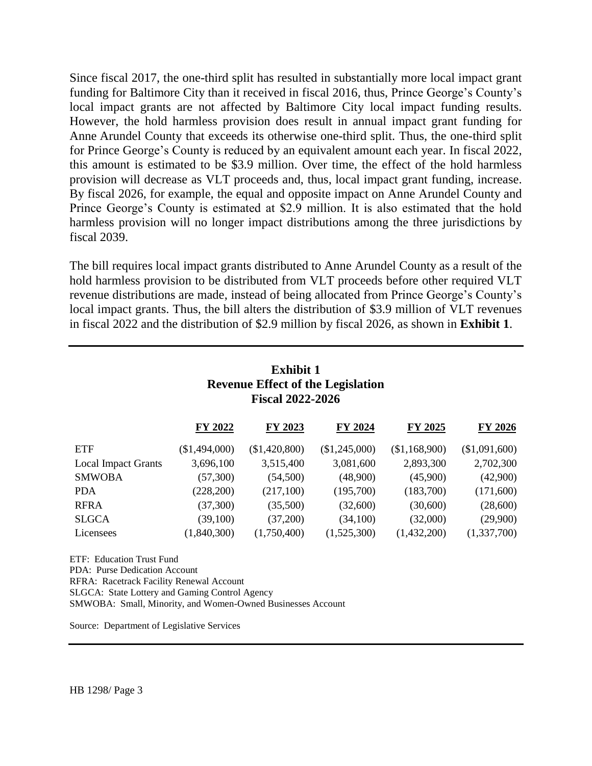Since fiscal 2017, the one-third split has resulted in substantially more local impact grant funding for Baltimore City than it received in fiscal 2016, thus, Prince George's County's local impact grants are not affected by Baltimore City local impact funding results. However, the hold harmless provision does result in annual impact grant funding for Anne Arundel County that exceeds its otherwise one-third split. Thus, the one-third split for Prince George's County is reduced by an equivalent amount each year. In fiscal 2022, this amount is estimated to be $3.9 million. Over time, the effect of the hold harmless provision will decrease as VLT proceeds and, thus, local impact grant funding, increase. By fiscal 2026, for example, the equal and opposite impact on Anne Arundel County and Prince George's County is estimated at $2.9 million. It is also estimated that the hold harmless provision will no longer impact distributions among the three jurisdictions by fiscal 2039.

The bill requires local impact grants distributed to Anne Arundel County as a result of the hold harmless provision to be distributed from VLT proceeds before other required VLT revenue distributions are made, instead of being allocated from Prince George's County's local impact grants. Thus, the bill alters the distribution of $3.9 million of VLT revenues in fiscal 2022 and the distribution of $2.9 million by fiscal 2026, as shown in **Exhibit 1**.

**Exhibit 1**
**Revenue Effect of the Legislation**
**Fiscal 2022-2026**

| | FY 2022 | FY 2023 | FY 2024 | FY 2025 | FY 2026 |
|---|---|---|---|---|---|
| ETF | ($1,494,000) | ($1,420,800) | ($1,245,000) | ($1,168,900) | ($1,091,600) |
| Local Impact Grants | 3,696,100 | 3,515,400 | 3,081,600 | 2,893,300 | 2,702,300 |
| SMWOBA | (57,300) | (54,500) | (48,900) | (45,900) | (42,900) |
| PDA | (228,200) | (217,100) | (195,700) | (183,700) | (171,600) |
| RFRA | (37,300) | (35,500) | (32,600) | (30,600) | (28,600) |
| SLGCA | (39,100) | (37,200) | (34,100) | (32,000) | (29,900) |
| Licensees | (1,840,300) | (1,750,400) | (1,525,300) | (1,432,200) | (1,337,700) |

ETF: Education Trust Fund
PDA: Purse Dedication Account
RFRA: Racetrack Facility Renewal Account
SLGCA: State Lottery and Gaming Control Agency
SMWOBA: Small, Minority, and Women-Owned Businesses Account

Source: Department of Legislative Services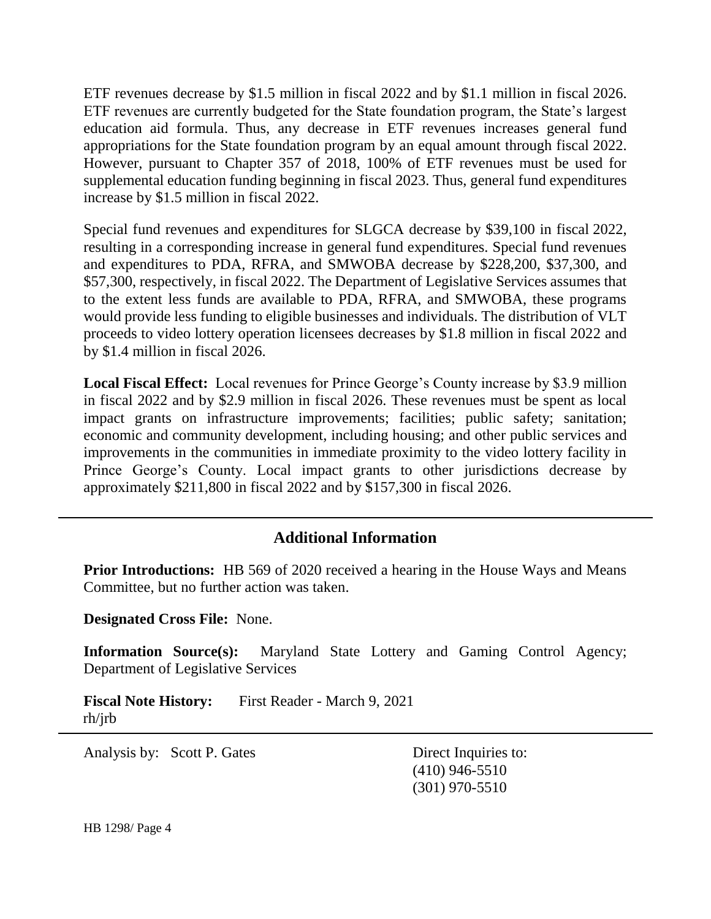ETF revenues decrease by $1.5 million in fiscal 2022 and by $1.1 million in fiscal 2026. ETF revenues are currently budgeted for the State foundation program, the State's largest education aid formula. Thus, any decrease in ETF revenues increases general fund appropriations for the State foundation program by an equal amount through fiscal 2022. However, pursuant to Chapter 357 of 2018, 100% of ETF revenues must be used for supplemental education funding beginning in fiscal 2023. Thus, general fund expenditures increase by $1.5 million in fiscal 2022.

Special fund revenues and expenditures for SLGCA decrease by $39,100 in fiscal 2022, resulting in a corresponding increase in general fund expenditures. Special fund revenues and expenditures to PDA, RFRA, and SMWOBA decrease by $228,200, $37,300, and $57,300, respectively, in fiscal 2022. The Department of Legislative Services assumes that to the extent less funds are available to PDA, RFRA, and SMWOBA, these programs would provide less funding to eligible businesses and individuals. The distribution of VLT proceeds to video lottery operation licensees decreases by $1.8 million in fiscal 2022 and by $1.4 million in fiscal 2026.

**Local Fiscal Effect:** Local revenues for Prince George's County increase by $3.9 million in fiscal 2022 and by $2.9 million in fiscal 2026. These revenues must be spent as local impact grants on infrastructure improvements; facilities; public safety; sanitation; economic and community development, including housing; and other public services and improvements in the communities in immediate proximity to the video lottery facility in Prince George's County. Local impact grants to other jurisdictions decrease by approximately $211,800 in fiscal 2022 and by $157,300 in fiscal 2026.

---

## Additional Information

**Prior Introductions:** HB 569 of 2020 received a hearing in the House Ways and Means Committee, but no further action was taken.

**Designated Cross File:** None.

**Information Source(s):** Maryland State Lottery and Gaming Control Agency; Department of Legislative Services

**Fiscal Note History:** First Reader - March 9, 2021
rh/jrb

---

Analysis by: Scott P. Gates

Direct Inquiries to:
(410) 946-5510
(301) 970-5510